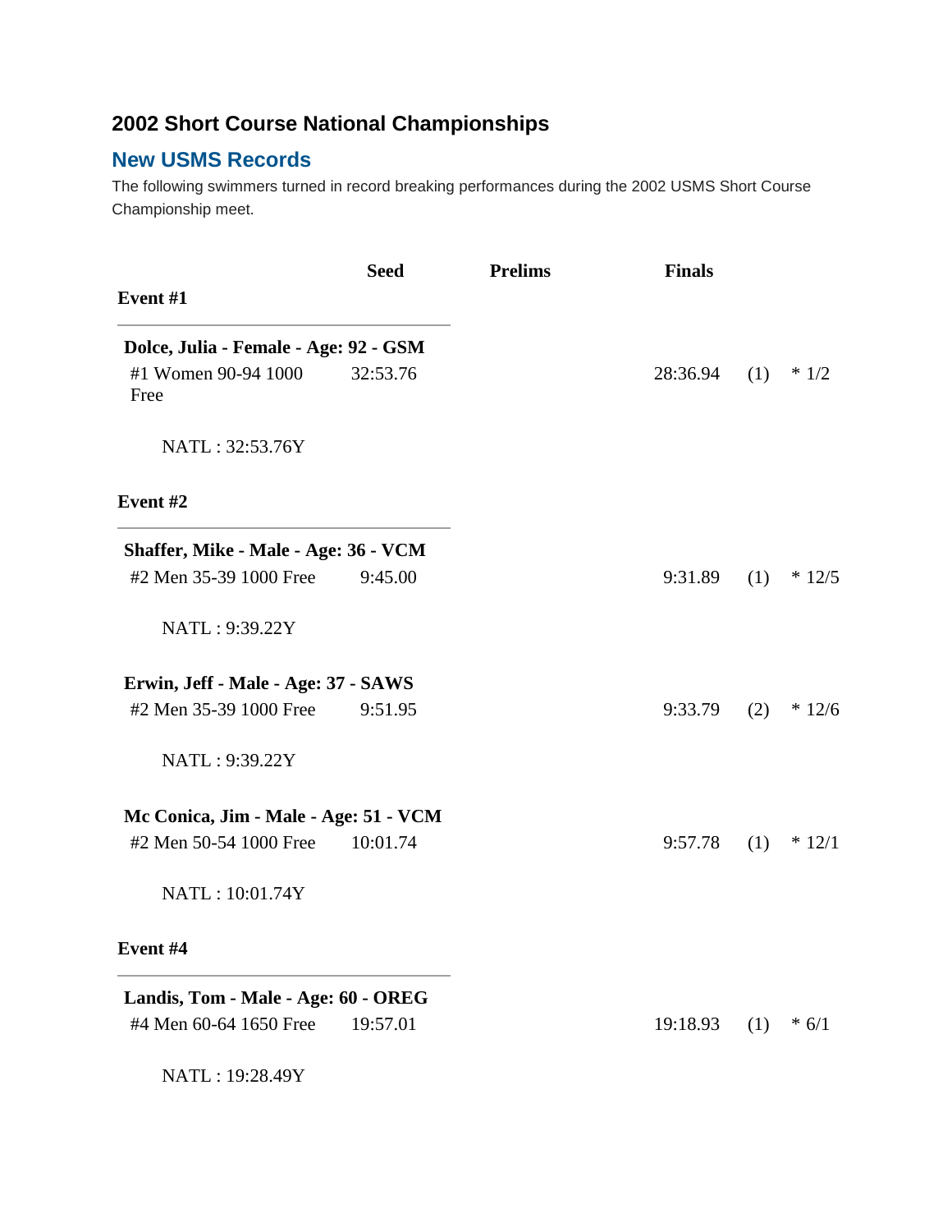## 2002 Short Course National Championships

### New USMS Records

The following swimmers turned in record breaking performances during the 2002 USMS Short Course Championship meet.

| | Seed | Prelims | Finals | | |
|---|---|---|---|---|---|
| **Event #1** | | | | | |
| **Dolce, Julia - Female - Age: 92 - GSM** | | | | | |
| #1 Women 90-94 1000 Free | 32:53.76 | | 28:36.94 | (1) | * 1/2 |
| NATL : 32:53.76Y | | | | | |
| **Event #2** | | | | | |
| **Shaffer, Mike - Male - Age: 36 - VCM** | | | | | |
| #2 Men 35-39 1000 Free | 9:45.00 | | 9:31.89 | (1) | * 12/5 |
| NATL : 9:39.22Y | | | | | |
| **Erwin, Jeff - Male - Age: 37 - SAWS** | | | | | |
| #2 Men 35-39 1000 Free | 9:51.95 | | 9:33.79 | (2) | * 12/6 |
| NATL : 9:39.22Y | | | | | |
| **Mc Conica, Jim - Male - Age: 51 - VCM** | | | | | |
| #2 Men 50-54 1000 Free | 10:01.74 | | 9:57.78 | (1) | * 12/1 |
| NATL : 10:01.74Y | | | | | |
| **Event #4** | | | | | |
| **Landis, Tom - Male - Age: 60 - OREG** | | | | | |
| #4 Men 60-64 1650 Free | 19:57.01 | | 19:18.93 | (1) | * 6/1 |
| NATL : 19:28.49Y | | | | | |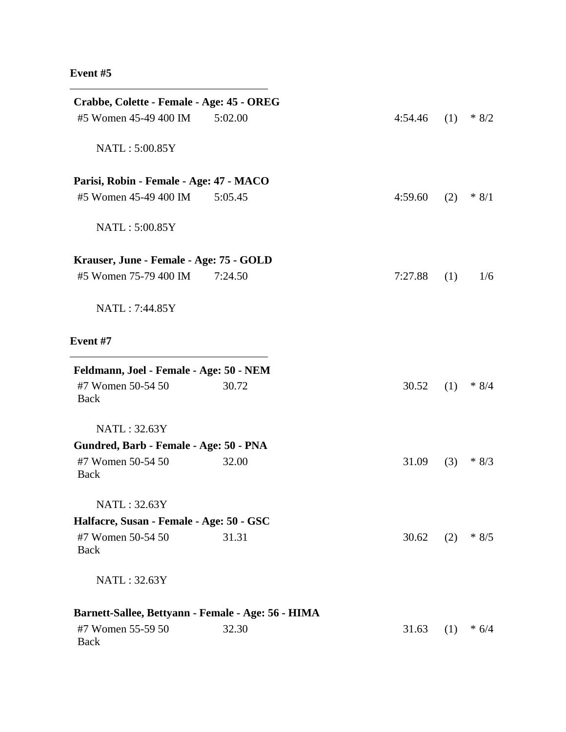**Event #5**

---

**Crabbe, Colette - Female - Age: 45 - OREG**

#5 Women 45-49 400 IM 5:02.00 4:54.46 (1) * 8/2

NATL : 5:00.85Y

**Parisi, Robin - Female - Age: 47 - MACO**

#5 Women 45-49 400 IM 5:05.45 4:59.60 (2) * 8/1

NATL : 5:00.85Y

**Krauser, June - Female - Age: 75 - GOLD**

#5 Women 75-79 400 IM 7:24.50 7:27.88 (1) 1/6

NATL : 7:44.85Y

**Event #7**

---

**Feldmann, Joel - Female - Age: 50 - NEM**

#7 Women 50-54 50 Back 30.72 30.52 (1) * 8/4

NATL : 32.63Y

**Gundred, Barb - Female - Age: 50 - PNA**

#7 Women 50-54 50 Back 32.00 31.09 (3) * 8/3

NATL : 32.63Y

**Halfacre, Susan - Female - Age: 50 - GSC**

#7 Women 50-54 50 Back 31.31 30.62 (2) * 8/5

NATL : 32.63Y

**Barnett-Sallee, Bettyann - Female - Age: 56 - HIMA**

#7 Women 55-59 50 Back 32.30 31.63 (1) * 6/4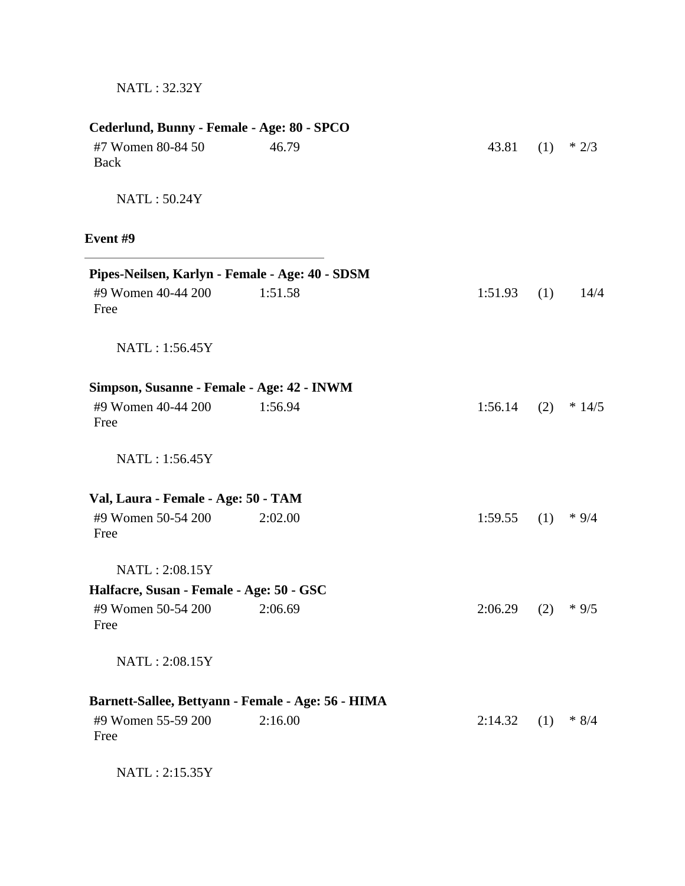NATL : 32.32Y

**Cederlund, Bunny - Female - Age: 80 - SPCO**

| | | | | |
|---|---|---|---|---|
| #7 Women 80-84 50 Back | 46.79 | 43.81 | (1) | * 2/3 |

NATL : 50.24Y

**Event #9**

---

**Pipes-Neilsen, Karlyn - Female - Age: 40 - SDSM**

| | | | | |
|---|---|---|---|---|
| #9 Women 40-44 200 Free | 1:51.58 | 1:51.93 | (1) | 14/4 |

NATL : 1:56.45Y

**Simpson, Susanne - Female - Age: 42 - INWM**

| | | | | |
|---|---|---|---|---|
| #9 Women 40-44 200 Free | 1:56.94 | 1:56.14 | (2) | * 14/5 |

NATL : 1:56.45Y

**Val, Laura - Female - Age: 50 - TAM**

| | | | | |
|---|---|---|---|---|
| #9 Women 50-54 200 Free | 2:02.00 | 1:59.55 | (1) | * 9/4 |

NATL : 2:08.15Y

**Halfacre, Susan - Female - Age: 50 - GSC**

| | | | | |
|---|---|---|---|---|
| #9 Women 50-54 200 Free | 2:06.69 | 2:06.29 | (2) | * 9/5 |

NATL : 2:08.15Y

**Barnett-Sallee, Bettyann - Female - Age: 56 - HIMA**

| | | | | |
|---|---|---|---|---|
| #9 Women 55-59 200 Free | 2:16.00 | 2:14.32 | (1) | * 8/4 |

NATL : 2:15.35Y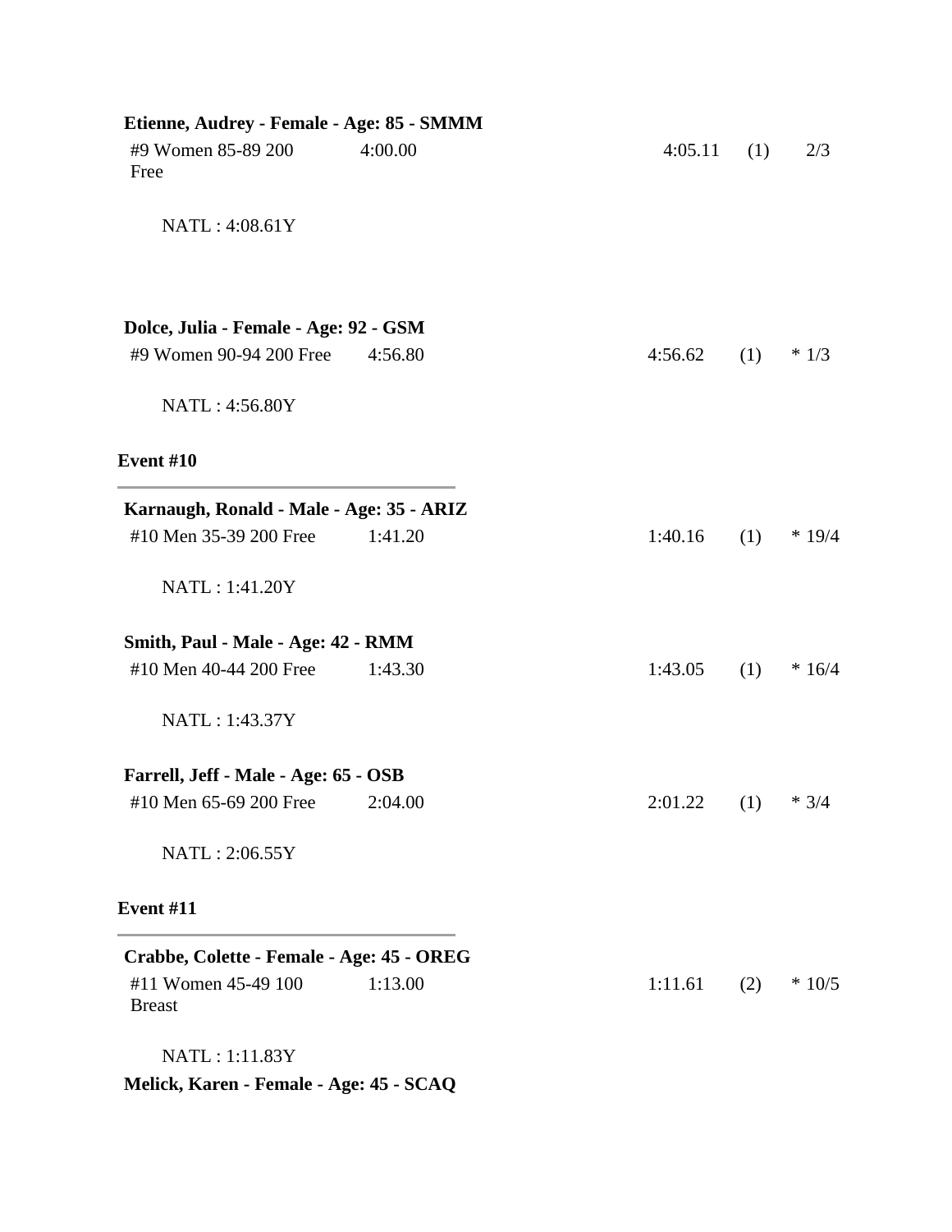**Etienne, Audrey - Female - Age: 85 - SMMM**

| | | | | |
|---|---|---|---|---|
| #9 Women 85-89 200 Free | 4:00.00 | 4:05.11 | (1) | 2/3 |

NATL : 4:08.61Y

**Dolce, Julia - Female - Age: 92 - GSM**

| | | | | |
|---|---|---|---|---|
| #9 Women 90-94 200 Free | 4:56.80 | 4:56.62 | (1) | * 1/3 |

NATL : 4:56.80Y

### Event #10

**Karnaugh, Ronald - Male - Age: 35 - ARIZ**

| | | | | |
|---|---|---|---|---|
| #10 Men 35-39 200 Free | 1:41.20 | 1:40.16 | (1) | * 19/4 |

NATL : 1:41.20Y

**Smith, Paul - Male - Age: 42 - RMM**

| | | | | |
|---|---|---|---|---|
| #10 Men 40-44 200 Free | 1:43.30 | 1:43.05 | (1) | * 16/4 |

NATL : 1:43.37Y

**Farrell, Jeff - Male - Age: 65 - OSB**

| | | | | |
|---|---|---|---|---|
| #10 Men 65-69 200 Free | 2:04.00 | 2:01.22 | (1) | * 3/4 |

NATL : 2:06.55Y

### Event #11

**Crabbe, Colette - Female - Age: 45 - OREG**

| | | | | |
|---|---|---|---|---|
| #11 Women 45-49 100 Breast | 1:13.00 | 1:11.61 | (2) | * 10/5 |

NATL : 1:11.83Y

**Melick, Karen - Female - Age: 45 - SCAQ**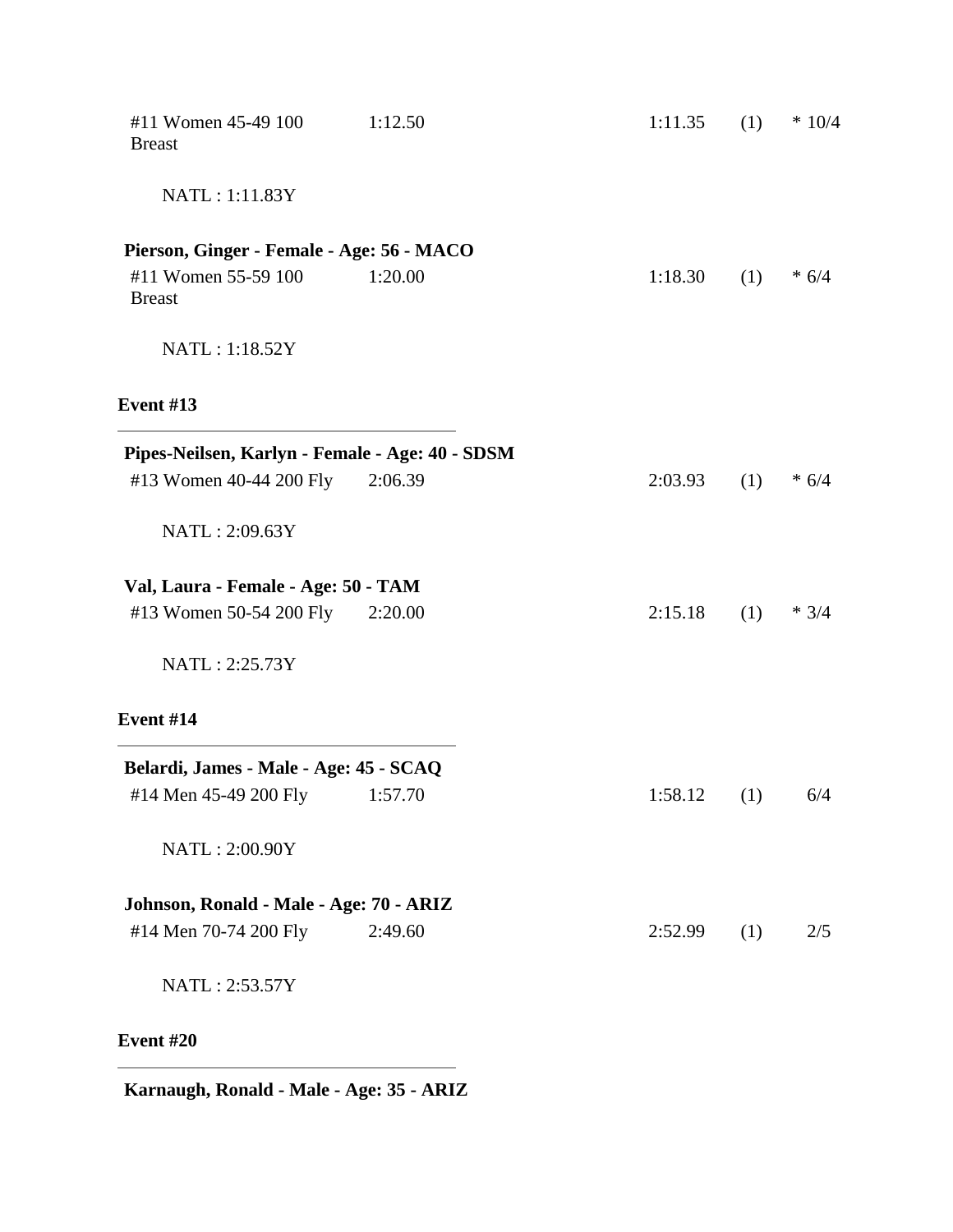| | | | | |
|---|---|---|---|---|
| #11 Women 45-49 100 Breast | 1:12.50 | 1:11.35 | (1) | * 10/4 |

NATL : 1:11.83Y

**Pierson, Ginger - Female - Age: 56 - MACO**

| | | | | |
|---|---|---|---|---|
| #11 Women 55-59 100 Breast | 1:20.00 | 1:18.30 | (1) | * 6/4 |

NATL : 1:18.52Y

**Event #13**

**Pipes-Neilsen, Karlyn - Female - Age: 40 - SDSM**

| | | | | |
|---|---|---|---|---|
| #13 Women 40-44 200 Fly | 2:06.39 | 2:03.93 | (1) | * 6/4 |

NATL : 2:09.63Y

**Val, Laura - Female - Age: 50 - TAM**

| | | | | |
|---|---|---|---|---|
| #13 Women 50-54 200 Fly | 2:20.00 | 2:15.18 | (1) | * 3/4 |

NATL : 2:25.73Y

**Event #14**

**Belardi, James - Male - Age: 45 - SCAQ**

| | | | | |
|---|---|---|---|---|
| #14 Men 45-49 200 Fly | 1:57.70 | 1:58.12 | (1) | 6/4 |

NATL : 2:00.90Y

**Johnson, Ronald - Male - Age: 70 - ARIZ**

| | | | | |
|---|---|---|---|---|
| #14 Men 70-74 200 Fly | 2:49.60 | 2:52.99 | (1) | 2/5 |

NATL : 2:53.57Y

**Event #20**

**Karnaugh, Ronald - Male - Age: 35 - ARIZ**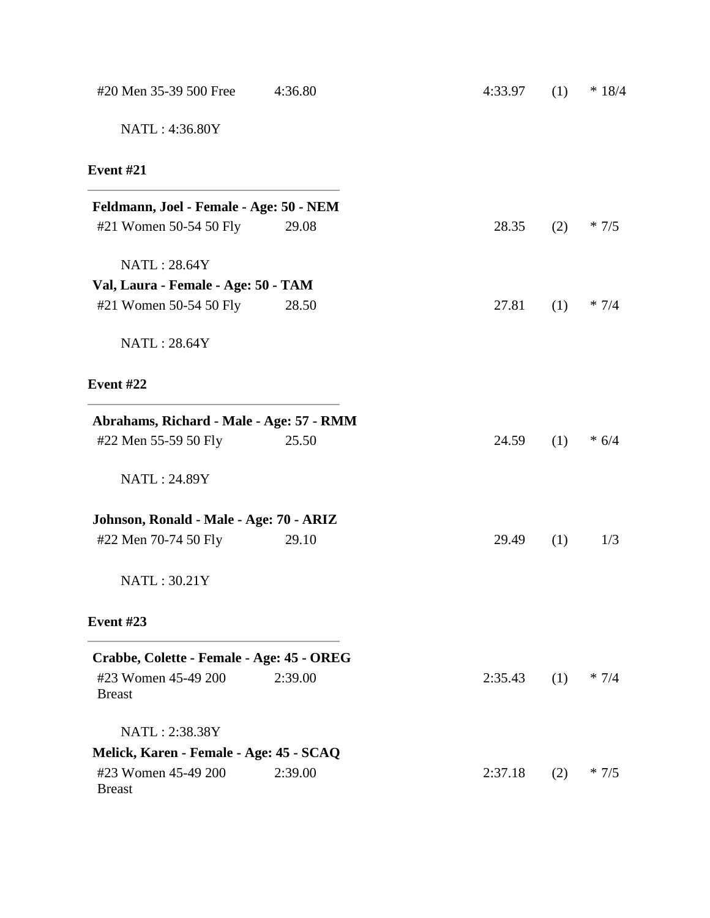| #20 Men 35-39 500 Free | 4:36.80 | 4:33.97 | (1) | * 18/4 |
|---|---|---|---|---|

NATL : 4:36.80Y

**Event #21**

---

**Feldmann, Joel - Female - Age: 50 - NEM**

| #21 Women 50-54 50 Fly | 29.08 | 28.35 | (2) | * 7/5 |
|---|---|---|---|---|

NATL : 28.64Y

**Val, Laura - Female - Age: 50 - TAM**

| #21 Women 50-54 50 Fly | 28.50 | 27.81 | (1) | * 7/4 |
|---|---|---|---|---|

NATL : 28.64Y

**Event #22**

---

**Abrahams, Richard - Male - Age: 57 - RMM**

| #22 Men 55-59 50 Fly | 25.50 | 24.59 | (1) | * 6/4 |
|---|---|---|---|---|

NATL : 24.89Y

**Johnson, Ronald - Male - Age: 70 - ARIZ**

| #22 Men 70-74 50 Fly | 29.10 | 29.49 | (1) | 1/3 |
|---|---|---|---|---|

NATL : 30.21Y

**Event #23**

---

**Crabbe, Colette - Female - Age: 45 - OREG**

| #23 Women 45-49 200 Breast | 2:39.00 | 2:35.43 | (1) | * 7/4 |
|---|---|---|---|---|

NATL : 2:38.38Y

**Melick, Karen - Female - Age: 45 - SCAQ**

| #23 Women 45-49 200 Breast | 2:39.00 | 2:37.18 | (2) | * 7/5 |
|---|---|---|---|---|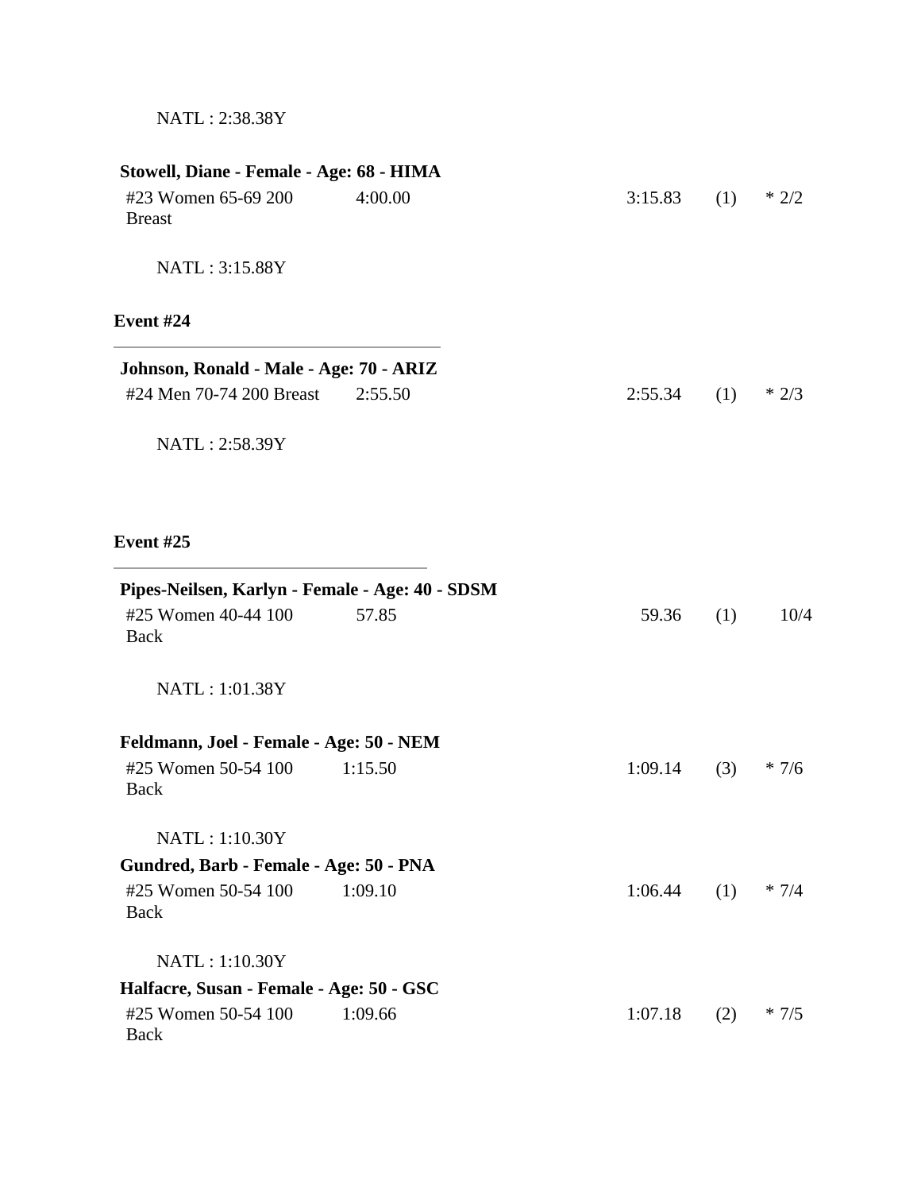NATL : 2:38.38Y

**Stowell, Diane - Female - Age: 68 - HIMA**

| #23 Women 65-69 200 Breast | 4:00.00 | 3:15.83 | (1) | * 2/2 |
|---|---|---|---|---|

NATL : 3:15.88Y

**Event #24**

---

**Johnson, Ronald - Male - Age: 70 - ARIZ**

| #24 Men 70-74 200 Breast | 2:55.50 | 2:55.34 | (1) | * 2/3 |
|---|---|---|---|---|

NATL : 2:58.39Y

**Event #25**

---

**Pipes-Neilsen, Karlyn - Female - Age: 40 - SDSM**

| #25 Women 40-44 100 Back | 57.85 | 59.36 | (1) | 10/4 |
|---|---|---|---|---|

NATL : 1:01.38Y

**Feldmann, Joel - Female - Age: 50 - NEM**

| #25 Women 50-54 100 Back | 1:15.50 | 1:09.14 | (3) | * 7/6 |
|---|---|---|---|---|

NATL : 1:10.30Y

**Gundred, Barb - Female - Age: 50 - PNA**

| #25 Women 50-54 100 Back | 1:09.10 | 1:06.44 | (1) | * 7/4 |
|---|---|---|---|---|

NATL : 1:10.30Y

**Halfacre, Susan - Female - Age: 50 - GSC**

| #25 Women 50-54 100 Back | 1:09.66 | 1:07.18 | (2) | * 7/5 |
|---|---|---|---|---|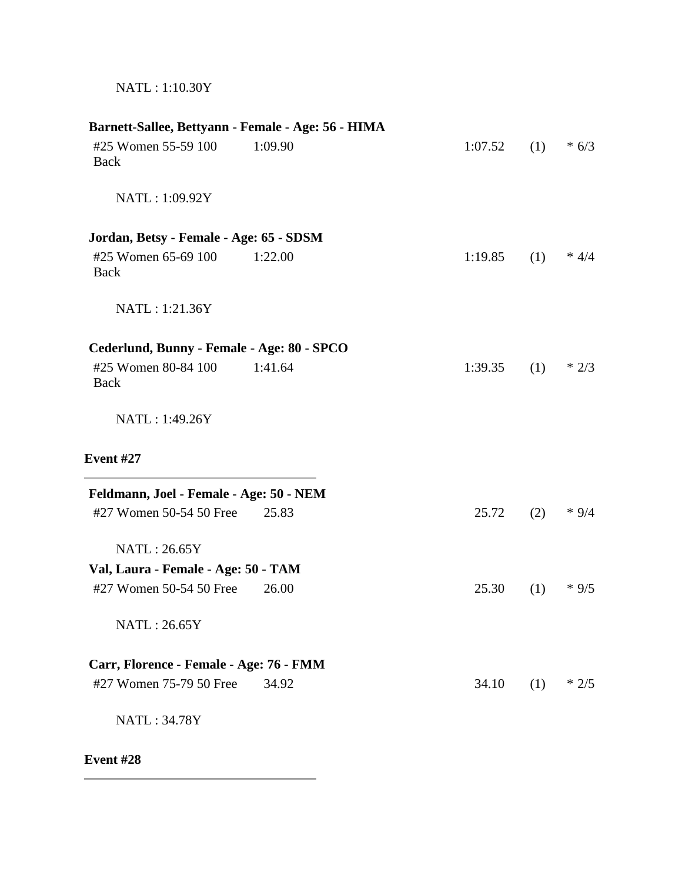NATL : 1:10.30Y

**Barnett-Sallee, Bettyann - Female - Age: 56 - HIMA**

| | | | | |
|---|---|---|---|---|
| #25 Women 55-59 100 Back | 1:09.90 | 1:07.52 | (1) | * 6/3 |

NATL : 1:09.92Y

**Jordan, Betsy - Female - Age: 65 - SDSM**

| | | | | |
|---|---|---|---|---|
| #25 Women 65-69 100 Back | 1:22.00 | 1:19.85 | (1) | * 4/4 |

NATL : 1:21.36Y

**Cederlund, Bunny - Female - Age: 80 - SPCO**

| | | | | |
|---|---|---|---|---|
| #25 Women 80-84 100 Back | 1:41.64 | 1:39.35 | (1) | * 2/3 |

NATL : 1:49.26Y

**Event #27**

---

**Feldmann, Joel - Female - Age: 50 - NEM**

| | | | | |
|---|---|---|---|---|
| #27 Women 50-54 50 Free | 25.83 | 25.72 | (2) | * 9/4 |

NATL : 26.65Y

**Val, Laura - Female - Age: 50 - TAM**

| | | | | |
|---|---|---|---|---|
| #27 Women 50-54 50 Free | 26.00 | 25.30 | (1) | * 9/5 |

NATL : 26.65Y

**Carr, Florence - Female - Age: 76 - FMM**

| | | | | |
|---|---|---|---|---|
| #27 Women 75-79 50 Free | 34.92 | 34.10 | (1) | * 2/5 |

NATL : 34.78Y

**Event #28**

---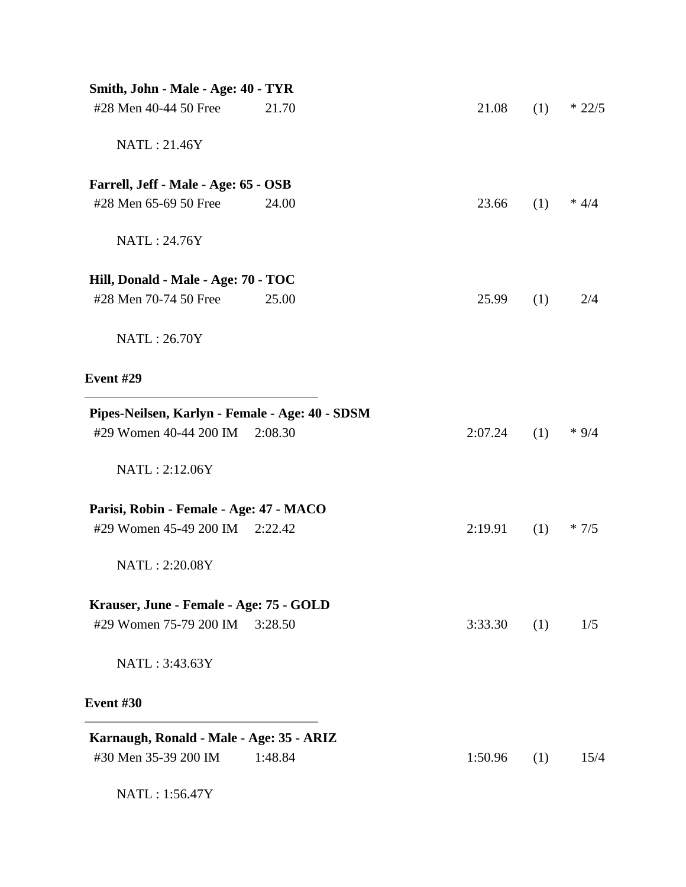**Smith, John - Male - Age: 40 - TYR**

| | | | | |
|---|---|---|---|---|
| #28 Men 40-44 50 Free | 21.70 | 21.08 | (1) | * 22/5 |

NATL : 21.46Y

**Farrell, Jeff - Male - Age: 65 - OSB**

| | | | | |
|---|---|---|---|---|
| #28 Men 65-69 50 Free | 24.00 | 23.66 | (1) | * 4/4 |

NATL : 24.76Y

**Hill, Donald - Male - Age: 70 - TOC**

| | | | | |
|---|---|---|---|---|
| #28 Men 70-74 50 Free | 25.00 | 25.99 | (1) | 2/4 |

NATL : 26.70Y

**Event #29**

---

**Pipes-Neilsen, Karlyn - Female - Age: 40 - SDSM**

| | | | | |
|---|---|---|---|---|
| #29 Women 40-44 200 IM | 2:08.30 | 2:07.24 | (1) | * 9/4 |

NATL : 2:12.06Y

**Parisi, Robin - Female - Age: 47 - MACO**

| | | | | |
|---|---|---|---|---|
| #29 Women 45-49 200 IM | 2:22.42 | 2:19.91 | (1) | * 7/5 |

NATL : 2:20.08Y

**Krauser, June - Female - Age: 75 - GOLD**

| | | | | |
|---|---|---|---|---|
| #29 Women 75-79 200 IM | 3:28.50 | 3:33.30 | (1) | 1/5 |

NATL : 3:43.63Y

**Event #30**

---

**Karnaugh, Ronald - Male - Age: 35 - ARIZ**

| | | | | |
|---|---|---|---|---|
| #30 Men 35-39 200 IM | 1:48.84 | 1:50.96 | (1) | 15/4 |

NATL : 1:56.47Y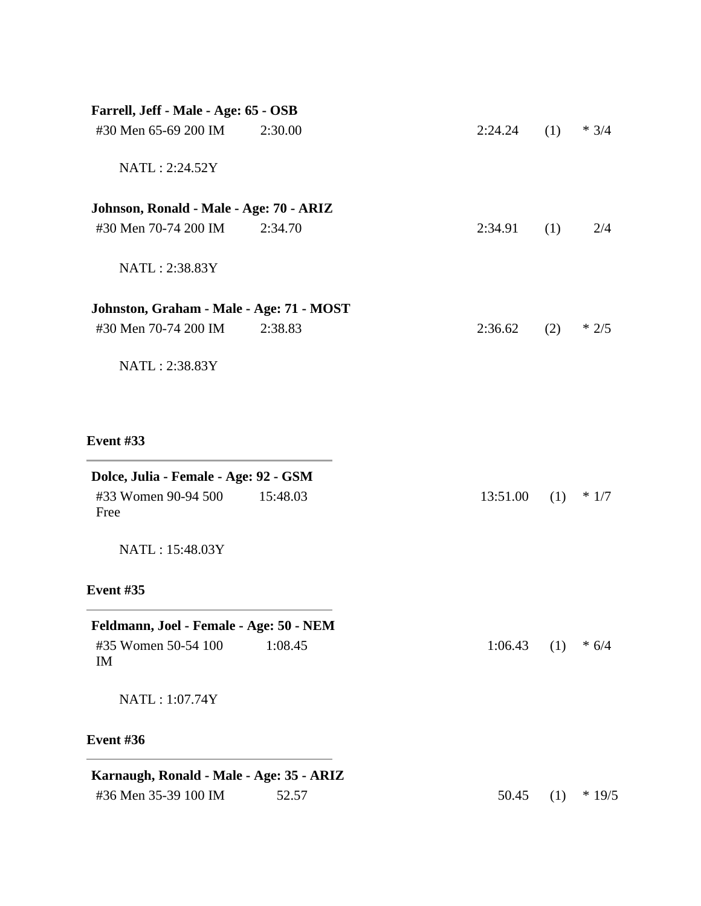**Farrell, Jeff - Male - Age: 65 - OSB**

| | | | | |
|---|---|---|---|---|
| #30 Men 65-69 200 IM | 2:30.00 | 2:24.24 | (1) | * 3/4 |

NATL : 2:24.52Y

**Johnson, Ronald - Male - Age: 70 - ARIZ**

| | | | | |
|---|---|---|---|---|
| #30 Men 70-74 200 IM | 2:34.70 | 2:34.91 | (1) | 2/4 |

NATL : 2:38.83Y

**Johnston, Graham - Male - Age: 71 - MOST**

| | | | | |
|---|---|---|---|---|
| #30 Men 70-74 200 IM | 2:38.83 | 2:36.62 | (2) | * 2/5 |

NATL : 2:38.83Y

### Event #33

**Dolce, Julia - Female - Age: 92 - GSM**

| | | | | |
|---|---|---|---|---|
| #33 Women 90-94 500 Free | 15:48.03 | 13:51.00 | (1) | * 1/7 |

NATL : 15:48.03Y

### Event #35

**Feldmann, Joel - Female - Age: 50 - NEM**

| | | | | |
|---|---|---|---|---|
| #35 Women 50-54 100 IM | 1:08.45 | 1:06.43 | (1) | * 6/4 |

NATL : 1:07.74Y

### Event #36

**Karnaugh, Ronald - Male - Age: 35 - ARIZ**

| | | | | |
|---|---|---|---|---|
| #36 Men 35-39 100 IM | 52.57 | 50.45 | (1) | * 19/5 |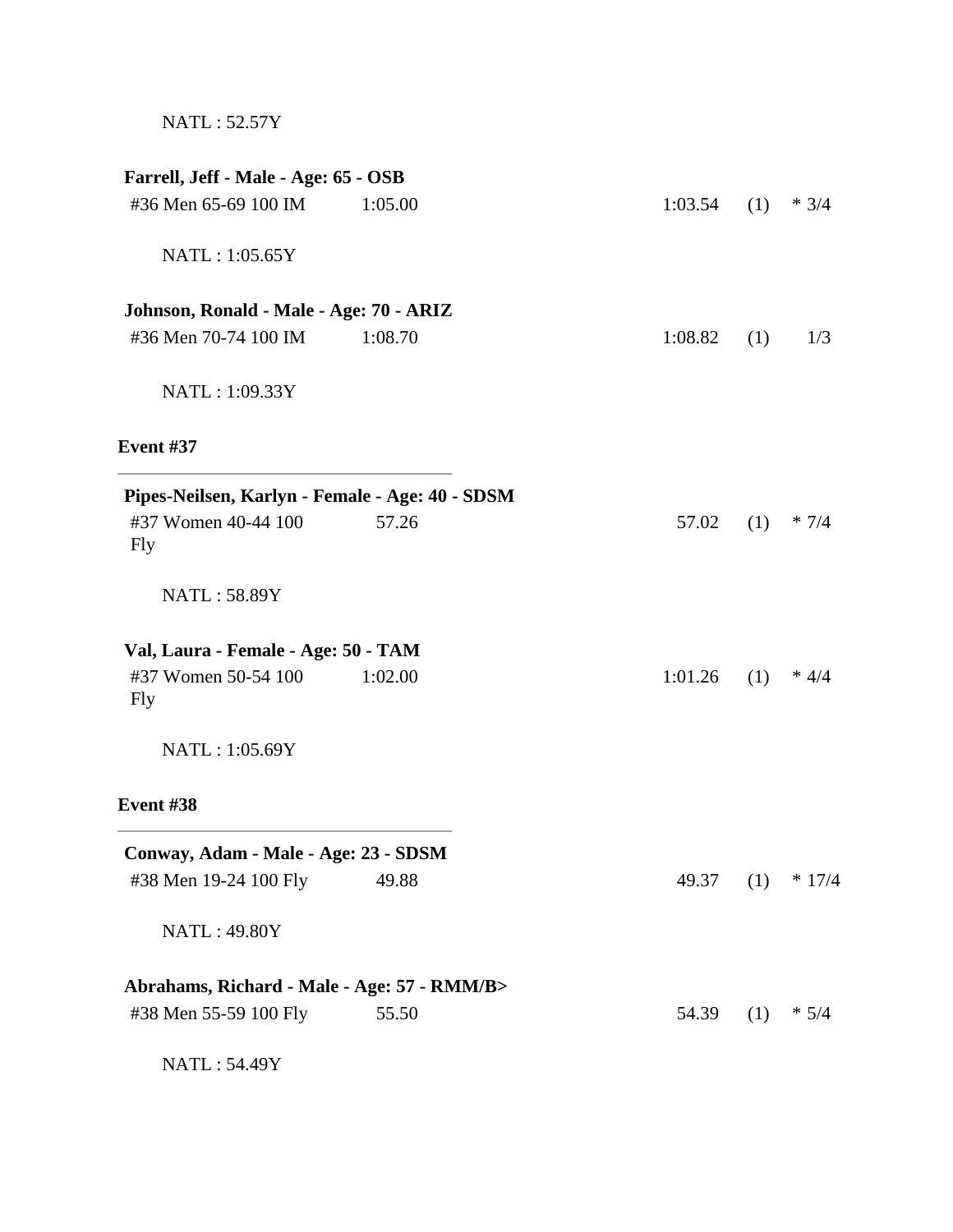NATL : 52.57Y

**Farrell, Jeff - Male - Age: 65 - OSB**

| | | | | |
|---|---|---|---|---|
| #36 Men 65-69 100 IM | 1:05.00 | 1:03.54 | (1) | * 3/4 |

NATL : 1:05.65Y

**Johnson, Ronald - Male - Age: 70 - ARIZ**

| | | | | |
|---|---|---|---|---|
| #36 Men 70-74 100 IM | 1:08.70 | 1:08.82 | (1) | 1/3 |

NATL : 1:09.33Y

**Event #37**

---

**Pipes-Neilsen, Karlyn - Female - Age: 40 - SDSM**

| | | | | |
|---|---|---|---|---|
| #37 Women 40-44 100 Fly | 57.26 | 57.02 | (1) | * 7/4 |

NATL : 58.89Y

**Val, Laura - Female - Age: 50 - TAM**

| | | | | |
|---|---|---|---|---|
| #37 Women 50-54 100 Fly | 1:02.00 | 1:01.26 | (1) | * 4/4 |

NATL : 1:05.69Y

**Event #38**

---

**Conway, Adam - Male - Age: 23 - SDSM**

| | | | | |
|---|---|---|---|---|
| #38 Men 19-24 100 Fly | 49.88 | 49.37 | (1) | * 17/4 |

NATL : 49.80Y

**Abrahams, Richard - Male - Age: 57 - RMM/B>**

| | | | | |
|---|---|---|---|---|
| #38 Men 55-59 100 Fly | 55.50 | 54.39 | (1) | * 5/4 |

NATL : 54.49Y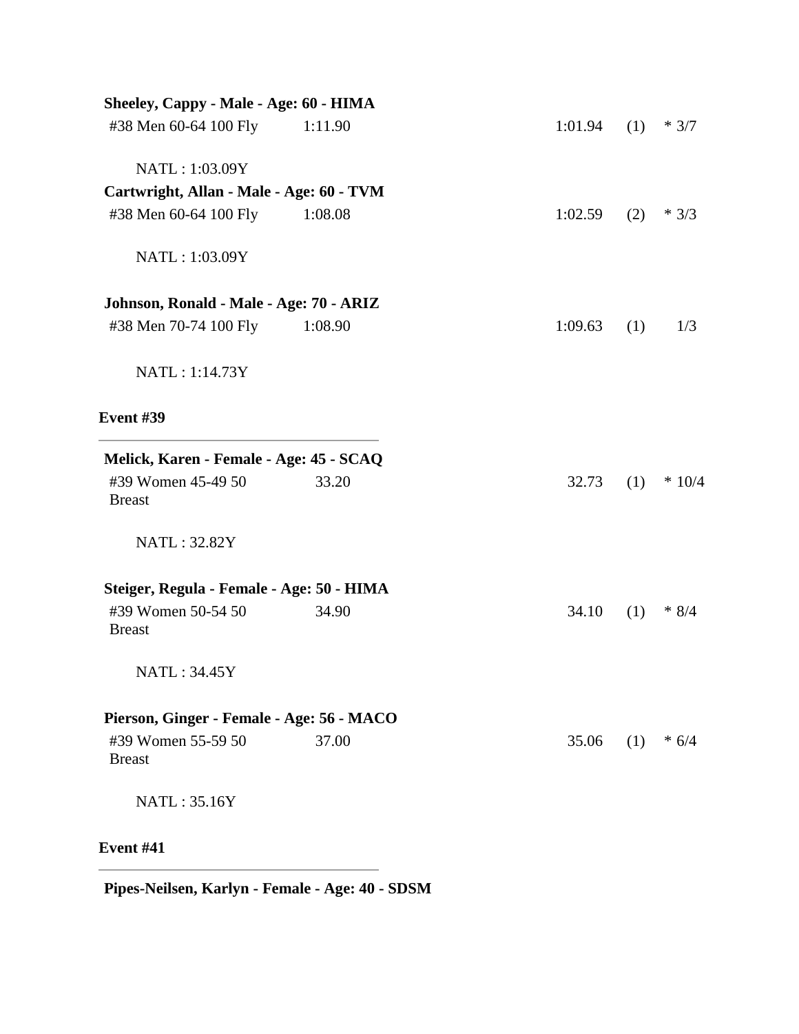**Sheeley, Cappy - Male - Age: 60 - HIMA**

| | | | | |
|---|---|---|---|---|
| #38 Men 60-64 100 Fly | 1:11.90 | 1:01.94 | (1) | * 3/7 |

NATL : 1:03.09Y

**Cartwright, Allan - Male - Age: 60 - TVM**

| | | | | |
|---|---|---|---|---|
| #38 Men 60-64 100 Fly | 1:08.08 | 1:02.59 | (2) | * 3/3 |

NATL : 1:03.09Y

**Johnson, Ronald - Male - Age: 70 - ARIZ**

| | | | | |
|---|---|---|---|---|
| #38 Men 70-74 100 Fly | 1:08.90 | 1:09.63 | (1) | 1/3 |

NATL : 1:14.73Y

**Event #39**

---

**Melick, Karen - Female - Age: 45 - SCAQ**

| | | | | |
|---|---|---|---|---|
| #39 Women 45-49 50 Breast | 33.20 | 32.73 | (1) | * 10/4 |

NATL : 32.82Y

**Steiger, Regula - Female - Age: 50 - HIMA**

| | | | | |
|---|---|---|---|---|
| #39 Women 50-54 50 Breast | 34.90 | 34.10 | (1) | * 8/4 |

NATL : 34.45Y

**Pierson, Ginger - Female - Age: 56 - MACO**

| | | | | |
|---|---|---|---|---|
| #39 Women 55-59 50 Breast | 37.00 | 35.06 | (1) | * 6/4 |

NATL : 35.16Y

**Event #41**

---

**Pipes-Neilsen, Karlyn - Female - Age: 40 - SDSM**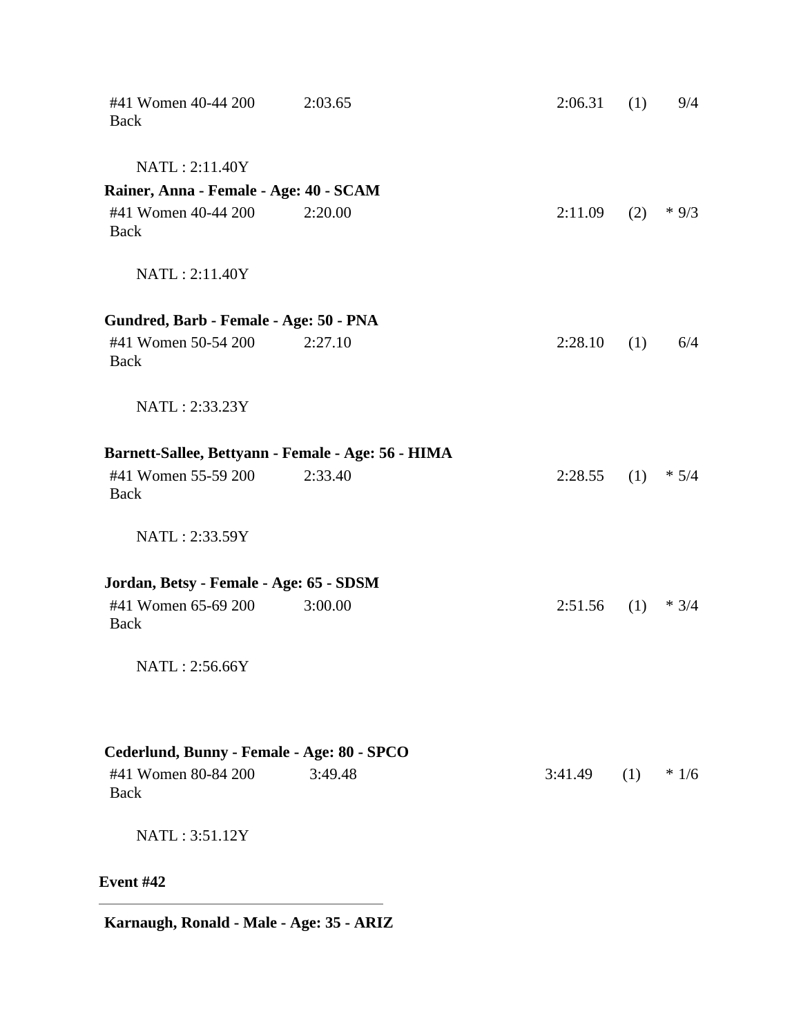#41 Women 40-44 200 Back | 2:03.65 | 2:06.31 | (1) | 9/4

NATL : 2:11.40Y

**Rainer, Anna - Female - Age: 40 - SCAM**

#41 Women 40-44 200 Back | 2:20.00 | 2:11.09 | (2) | * 9/3

NATL : 2:11.40Y

**Gundred, Barb - Female - Age: 50 - PNA**

#41 Women 50-54 200 Back | 2:27.10 | 2:28.10 | (1) | 6/4

NATL : 2:33.23Y

**Barnett-Sallee, Bettyann - Female - Age: 56 - HIMA**

#41 Women 55-59 200 Back | 2:33.40 | 2:28.55 | (1) | * 5/4

NATL : 2:33.59Y

**Jordan, Betsy - Female - Age: 65 - SDSM**

#41 Women 65-69 200 Back | 3:00.00 | 2:51.56 | (1) | * 3/4

NATL : 2:56.66Y

**Cederlund, Bunny - Female - Age: 80 - SPCO**

#41 Women 80-84 200 Back | 3:49.48 | 3:41.49 | (1) | * 1/6

NATL : 3:51.12Y

**Event #42**

---

**Karnaugh, Ronald - Male - Age: 35 - ARIZ**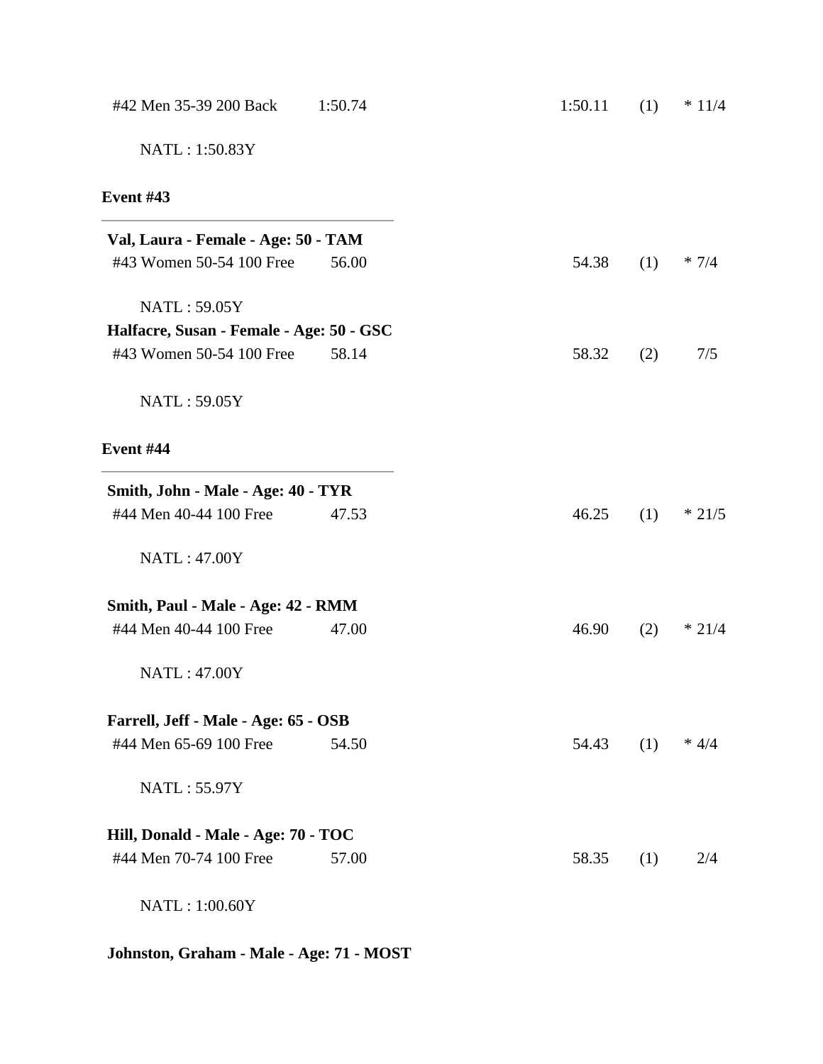#42 Men 35-39 200 Back 1:50.74 1:50.11 (1) * 11/4

NATL : 1:50.83Y

**Event #43**

---

**Val, Laura - Female - Age: 50 - TAM**

#43 Women 50-54 100 Free 56.00 54.38 (1) * 7/4

NATL : 59.05Y

**Halfacre, Susan - Female - Age: 50 - GSC**

#43 Women 50-54 100 Free 58.14 58.32 (2) 7/5

NATL : 59.05Y

**Event #44**

---

**Smith, John - Male - Age: 40 - TYR**

#44 Men 40-44 100 Free 47.53 46.25 (1) * 21/5

NATL : 47.00Y

**Smith, Paul - Male - Age: 42 - RMM**

#44 Men 40-44 100 Free 47.00 46.90 (2) * 21/4

NATL : 47.00Y

**Farrell, Jeff - Male - Age: 65 - OSB**

#44 Men 65-69 100 Free 54.50 54.43 (1) * 4/4

NATL : 55.97Y

**Hill, Donald - Male - Age: 70 - TOC**

#44 Men 70-74 100 Free 57.00 58.35 (1) 2/4

NATL : 1:00.60Y

**Johnston, Graham - Male - Age: 71 - MOST**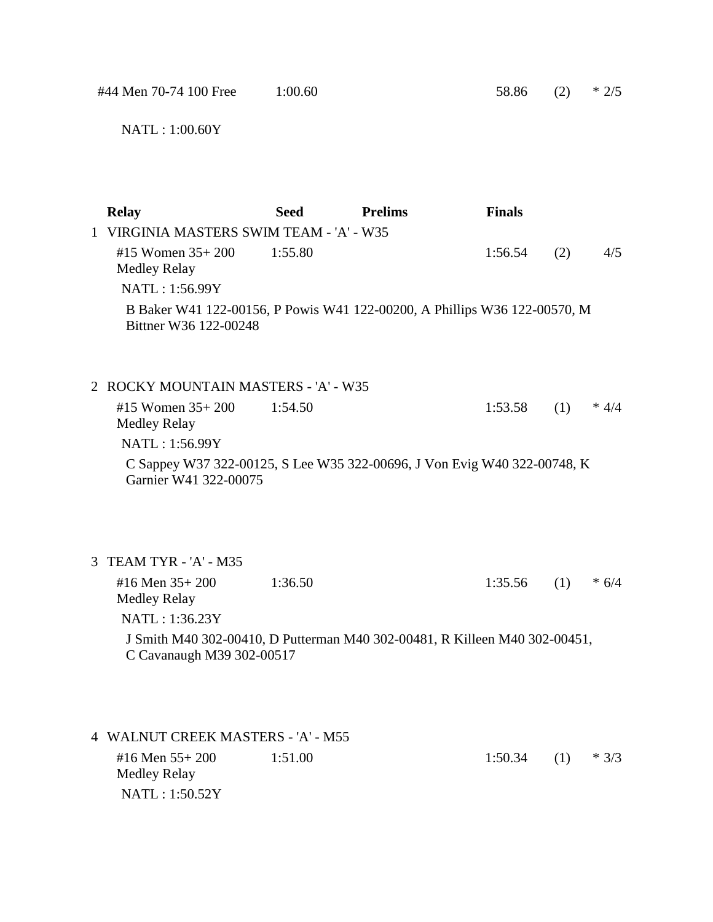| | | | | | |
|---|---|---|---|---|---|
| #44 Men 70-74 100 Free | 1:00.60 | | 58.86 | (2) | * 2/5 |

NATL : 1:00.60Y

| | Relay | Seed | Prelims | Finals | | |
|---|---|---|---|---|---|---|
| 1 | VIRGINIA MASTERS SWIM TEAM - 'A' - W35 | | | | | |
| | #15 Women 35+ 200 Medley Relay | 1:55.80 | | 1:56.54 | (2) | 4/5 |

NATL : 1:56.99Y

B Baker W41 122-00156, P Powis W41 122-00200, A Phillips W36 122-00570, M Bittner W36 122-00248

| | | | | | | |
|---|---|---|---|---|---|---|
| 2 | ROCKY MOUNTAIN MASTERS - 'A' - W35 | | | | | |
| | #15 Women 35+ 200 Medley Relay | 1:54.50 | | 1:53.58 | (1) | * 4/4 |

NATL : 1:56.99Y

C Sappey W37 322-00125, S Lee W35 322-00696, J Von Evig W40 322-00748, K Garnier W41 322-00075

| | | | | | | |
|---|---|---|---|---|---|---|
| 3 | TEAM TYR - 'A' - M35 | | | | | |
| | #16 Men 35+ 200 Medley Relay | 1:36.50 | | 1:35.56 | (1) | * 6/4 |

NATL : 1:36.23Y

J Smith M40 302-00410, D Putterman M40 302-00481, R Killeen M40 302-00451, C Cavanaugh M39 302-00517

| | | | | | | |
|---|---|---|---|---|---|---|
| 4 | WALNUT CREEK MASTERS - 'A' - M55 | | | | | |
| | #16 Men 55+ 200 Medley Relay | 1:51.00 | | 1:50.34 | (1) | * 3/3 |

NATL : 1:50.52Y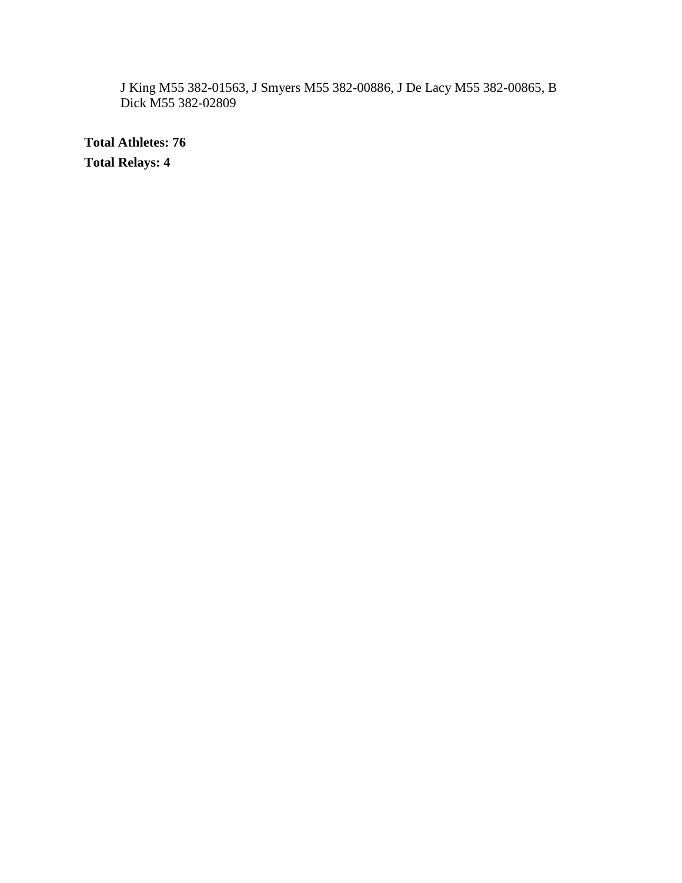J King M55 382-01563, J Smyers M55 382-00886, J De Lacy M55 382-00865, B Dick M55 382-02809

**Total Athletes: 76**

**Total Relays: 4**